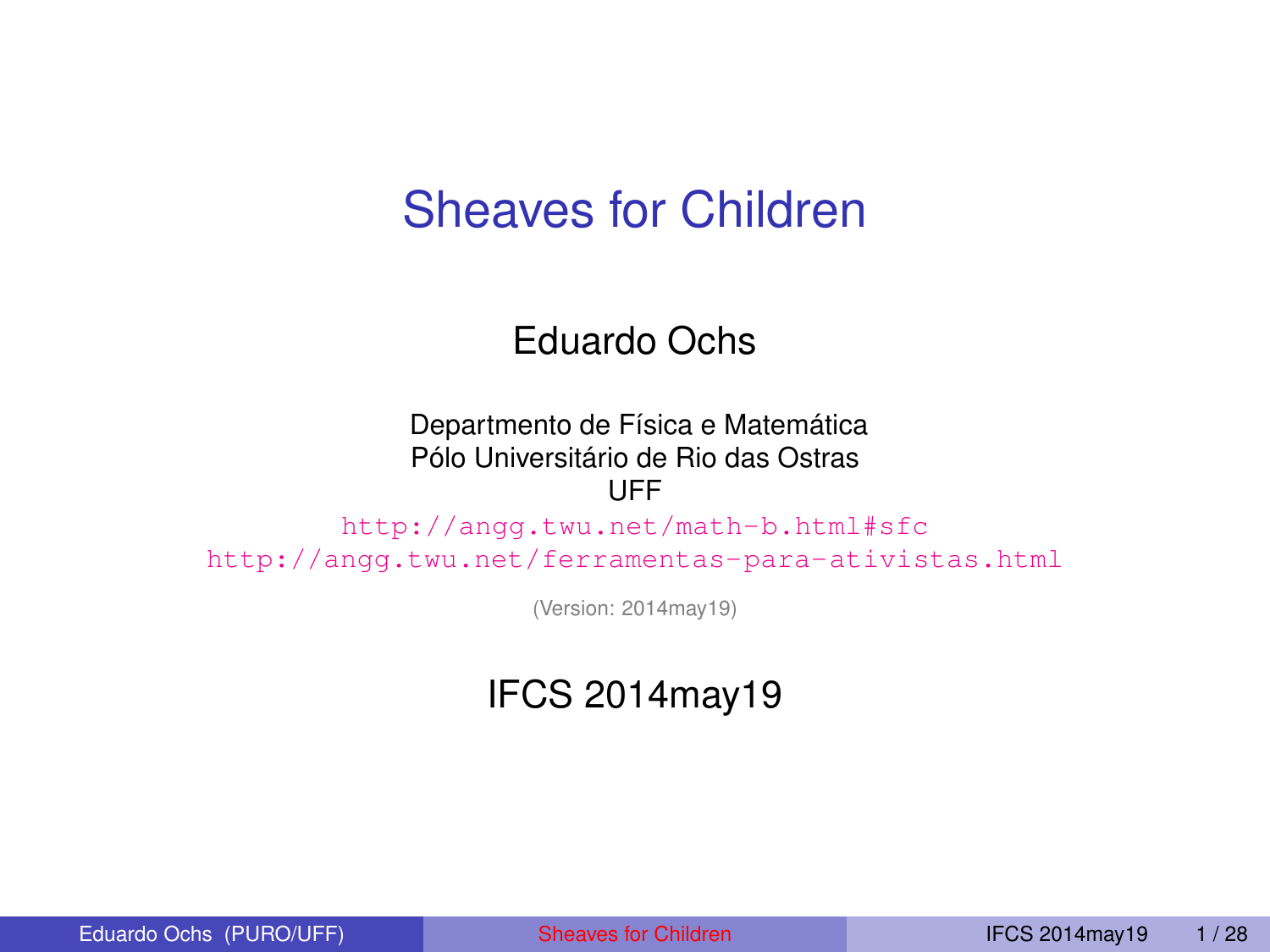# Sheaves for Children

Eduardo Ochs

Departmento de Física e Matemática
Pólo Universitário de Rio das Ostras
UFF

http://angg.twu.net/math-b.html#sfc
http://angg.twu.net/ferramentas-para-ativistas.html

(Version: 2014may19)

IFCS 2014may19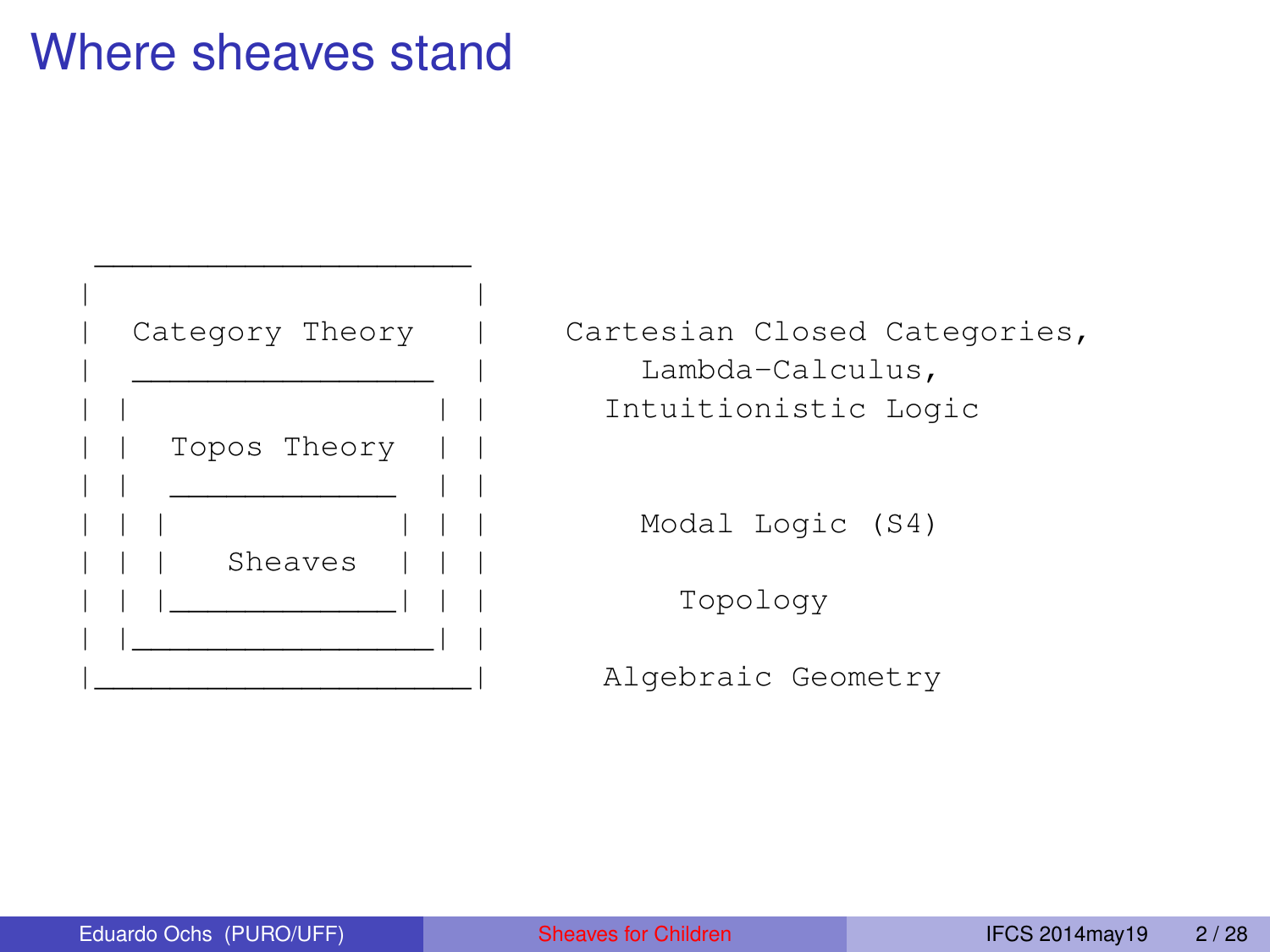# Where sheaves stand

```
 ____________________
|                    |
|  Category Theory   |     Cartesian Closed Categories,
|  ________________  |         Lambda-Calculus,
| |                | |       Intuitionistic Logic
| |  Topos Theory  | |
| |  ____________  | |
| | |            | | |         Modal Logic (S4)
| | |   Sheaves  | | |
| | |____________| | |           Topology
| |________________| |
|____________________|       Algebraic Geometry
```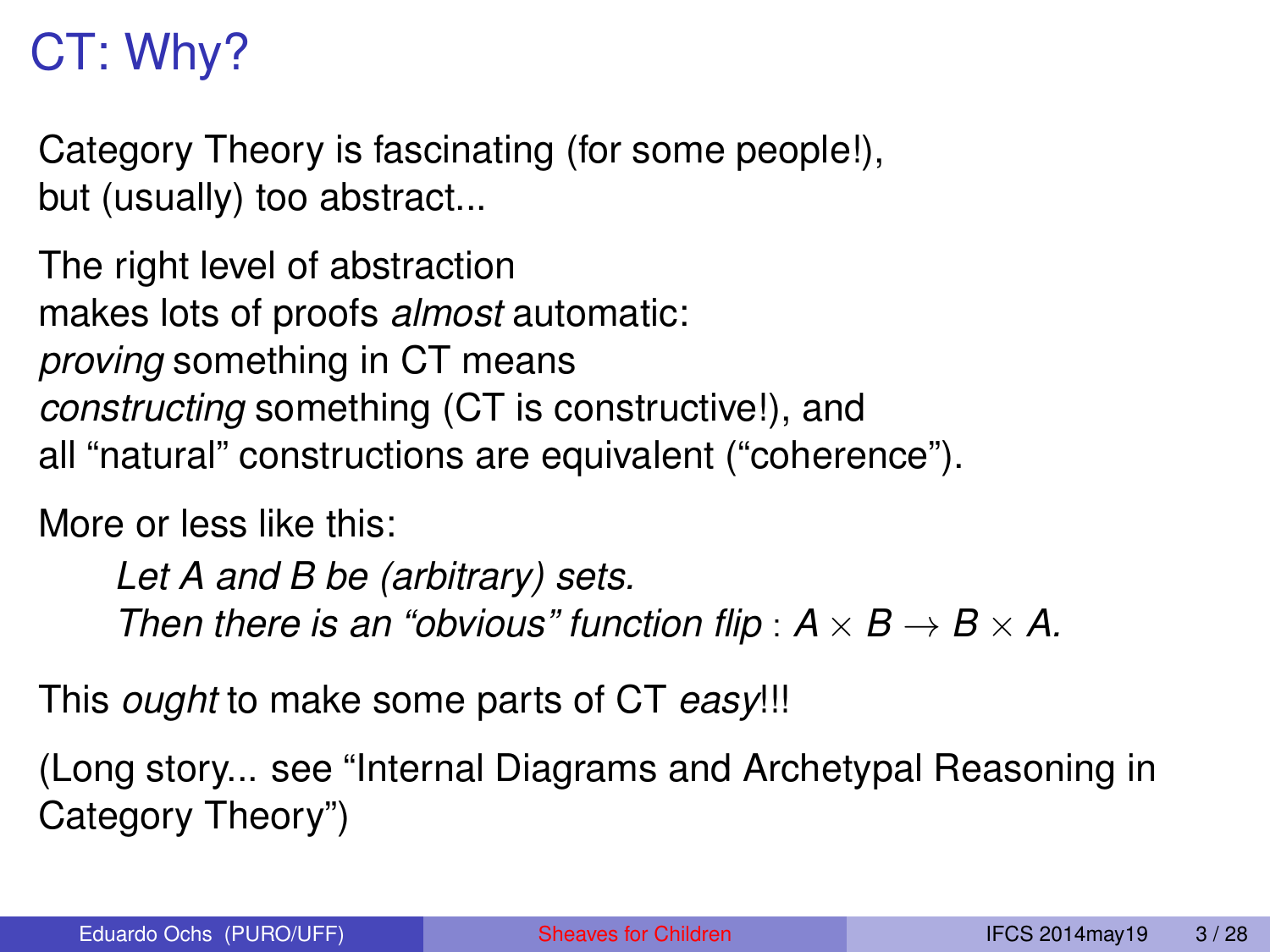# CT: Why?

Category Theory is fascinating (for some people!),
but (usually) too abstract...

The right level of abstraction
makes lots of proofs *almost* automatic:
*proving* something in CT means
*constructing* something (CT is constructive!), and
all "natural" constructions are equivalent ("coherence").

More or less like this:

> *Let A and B be (arbitrary) sets.*
> *Then there is an "obvious" function flip* : $A \times B \to B \times A$.

This *ought* to make some parts of CT *easy*!!!

(Long story... see "Internal Diagrams and Archetypal Reasoning in Category Theory")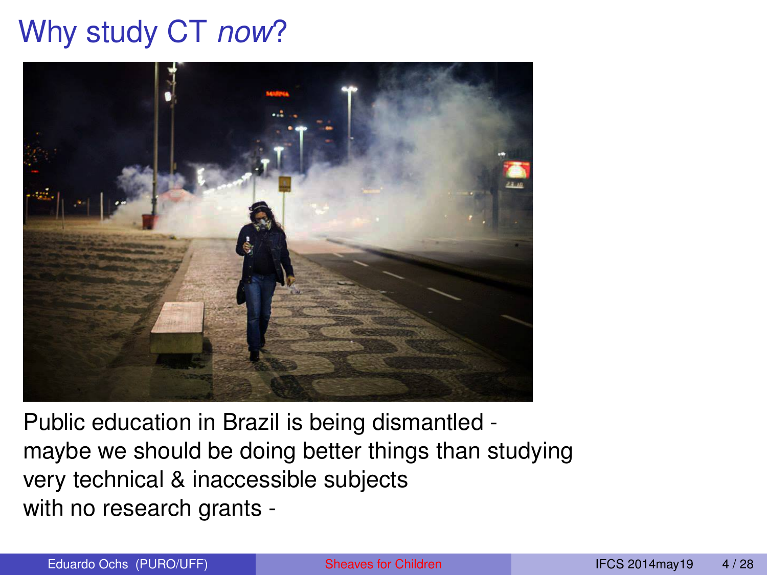# Why study CT *now*?

Public education in Brazil is being dismantled -
maybe we should be doing better things than studying
very technical & inaccessible subjects
with no research grants -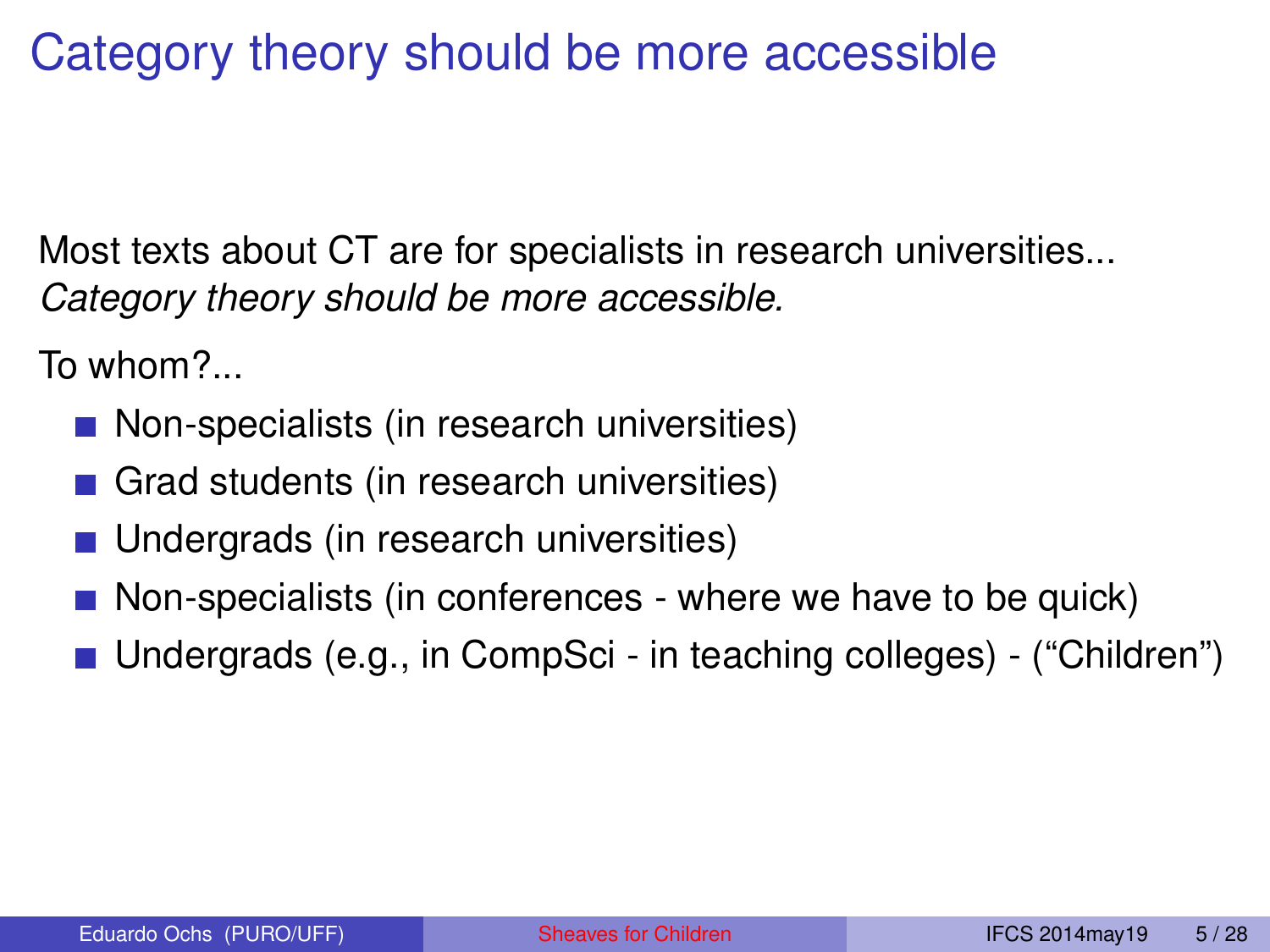# Category theory should be more accessible

Most texts about CT are for specialists in research universities...
*Category theory should be more accessible.*

To whom?...

- Non-specialists (in research universities)
- Grad students (in research universities)
- Undergrads (in research universities)
- Non-specialists (in conferences - where we have to be quick)
- Undergrads (e.g., in CompSci - in teaching colleges) - (“Children”)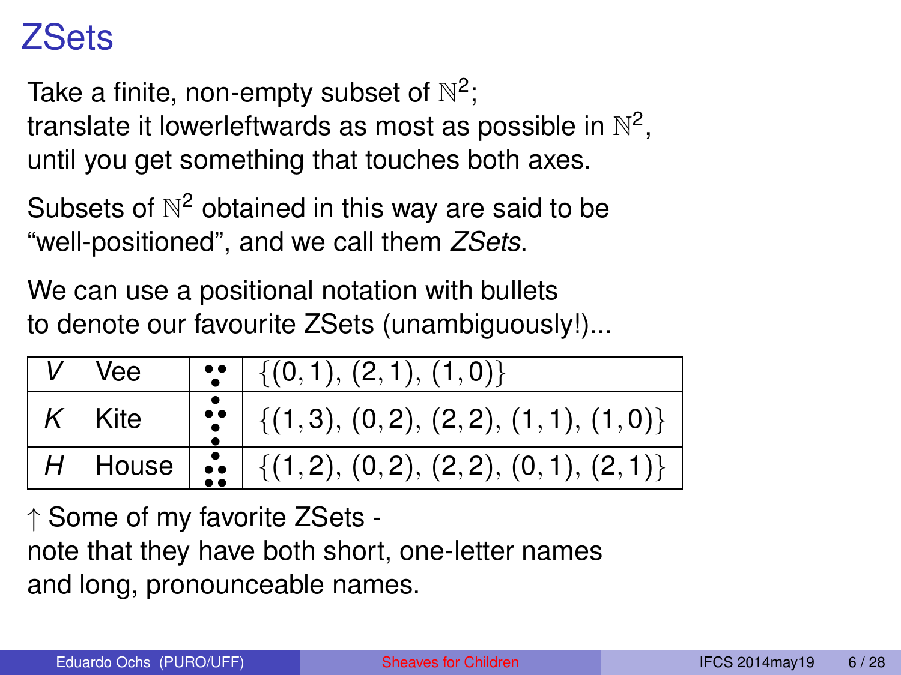# ZSets

Take a finite, non-empty subset of $\mathbb{N}^2$;
translate it lowerleftwards as most as possible in $\mathbb{N}^2$,
until you get something that touches both axes.

Subsets of $\mathbb{N}^2$ obtained in this way are said to be "well-positioned", and we call them *ZSets*.

We can use a positional notation with bullets
to denote our favourite ZSets (unambiguously!)...

| $V$ | Vee | •&nbsp;•<br>&nbsp;• | $\{(0,1), (2,1), (1,0)\}$ |
|---|---|---|---|
| $K$ | Kite | &nbsp;•<br>•&nbsp;•<br>&nbsp;•<br>&nbsp;• | $\{(1,3), (0,2), (2,2), (1,1), (1,0)\}$ |
| $H$ | House | &nbsp;•<br>•&nbsp;•<br>•&nbsp;• | $\{(1,2), (0,2), (2,2), (0,1), (2,1)\}$ |

↑ Some of my favorite ZSets -
note that they have both short, one-letter names
and long, pronounceable names.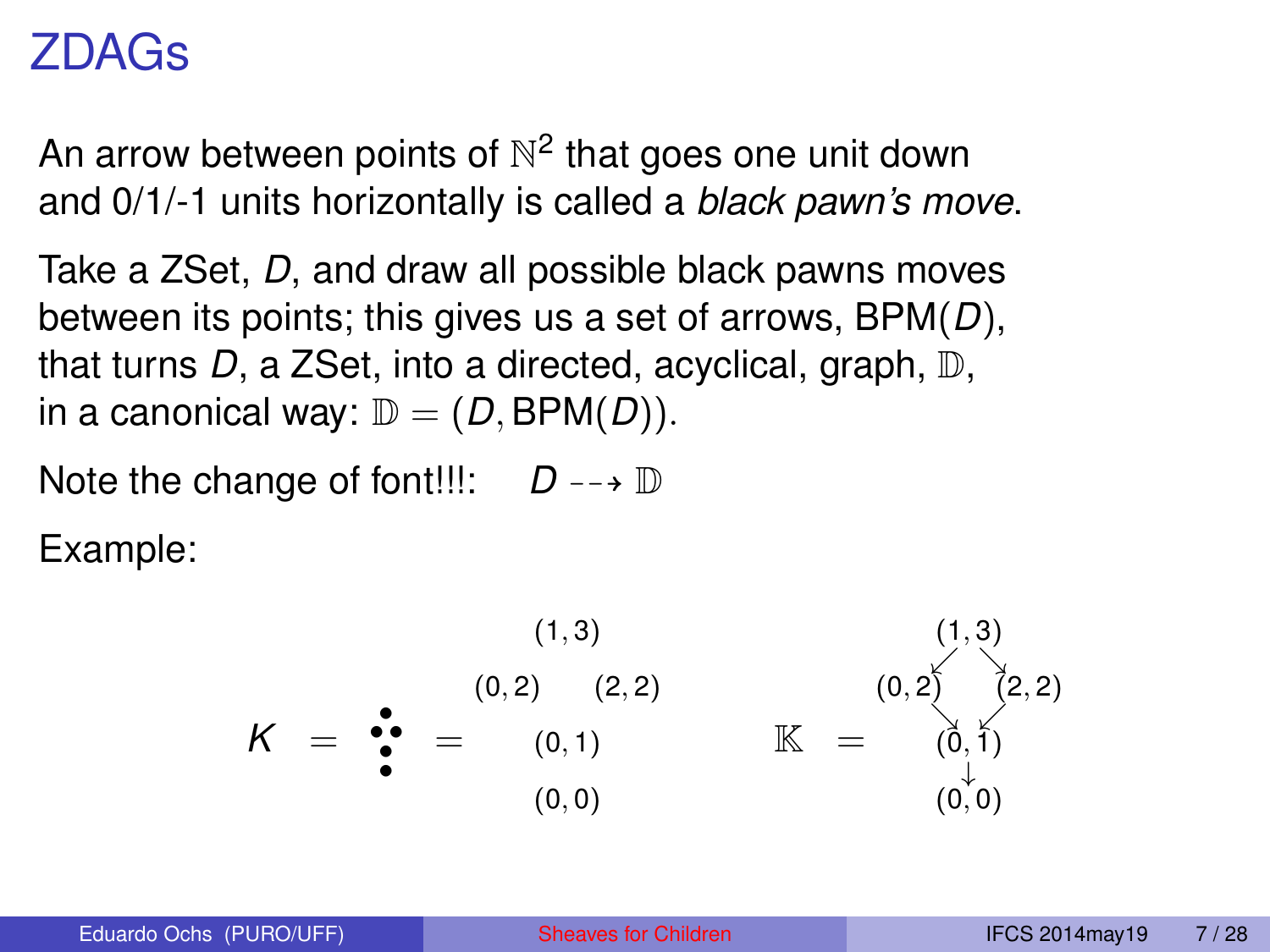# ZDAGs

An arrow between points of $\mathbb{N}^2$ that goes one unit down and 0/1/-1 units horizontally is called a *black pawn's move*.

Take a ZSet, $D$, and draw all possible black pawns moves between its points; this gives us a set of arrows, $\mathsf{BPM}(D)$, that turns $D$, a ZSet, into a directed, acyclical, graph, $\mathbb{D}$, in a canonical way: $\mathbb{D} = (D, \mathsf{BPM}(D))$.

Note the change of font!!!: $D \dashrightarrow \mathbb{D}$

Example:

$$K \;=\; \begin{smallmatrix} & \bullet & \\ \bullet & & \bullet \\ & \bullet & \\ & \bullet & \end{smallmatrix} \;=\; \begin{matrix} & (1,3) & \\ (0,2) & & (2,2) \\ & (0,1) & \\ & (0,0) & \end{matrix} \qquad \mathbb{K} \;=\; \begin{matrix} & (1,3) & \\ \swarrow & & \searrow \\ (0,2) & & (2,2) \\ \searrow & & \swarrow \\ & (0,1) & \\ & \downarrow & \\ & (0,0) & \end{matrix}$$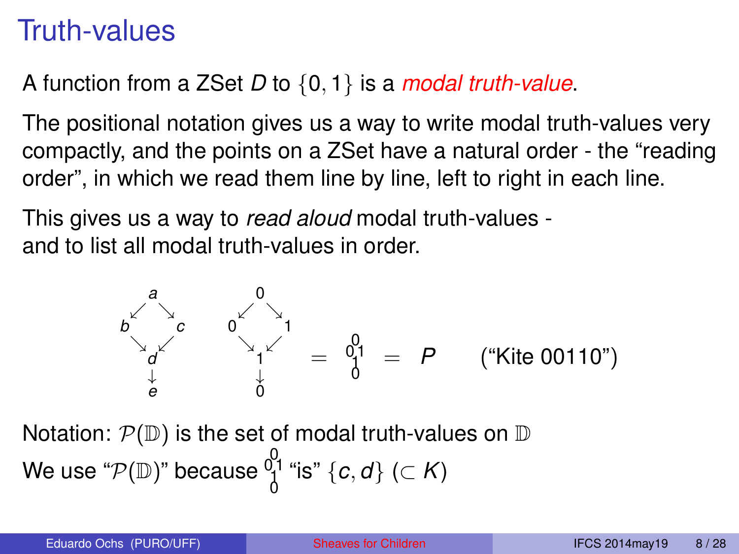# Truth-values

A function from a ZSet $D$ to $\{0, 1\}$ is a *modal truth-value*.

The positional notation gives us a way to write modal truth-values very compactly, and the points on a ZSet have a natural order - the "reading order", in which we read them line by line, left to right in each line.

This gives us a way to *read aloud* modal truth-values - and to list all modal truth-values in order.

$$
\begin{array}{ccccc}
 & a & \\
 \swarrow & & \searrow \\
b & & c \\
 \searrow & & \swarrow \\
 & d & \\
 & \downarrow & \\
 & e &
\end{array}
\qquad
\begin{array}{ccccc}
 & 0 & \\
 \swarrow & & \searrow \\
0 & & 1 \\
 \searrow & & \swarrow \\
 & 1 & \\
 & \downarrow & \\
 & 0 &
\end{array}
\quad = \quad
\begin{smallmatrix} & 0 & \\ 0 & & 1 \\ & 1 & \\ & 0 & \end{smallmatrix}
\quad = \quad P \qquad (\text{"Kite 00110"})
$$

Notation: $\mathcal{P}(\mathbb{D})$ is the set of modal truth-values on $\mathbb{D}$

We use "$\mathcal{P}(\mathbb{D})$" because $\begin{smallmatrix} & 0 & \\ 0 & & 1 \\ & 1 & \\ & 0 & \end{smallmatrix}$ "is" $\{c, d\}$ ($\subset K$)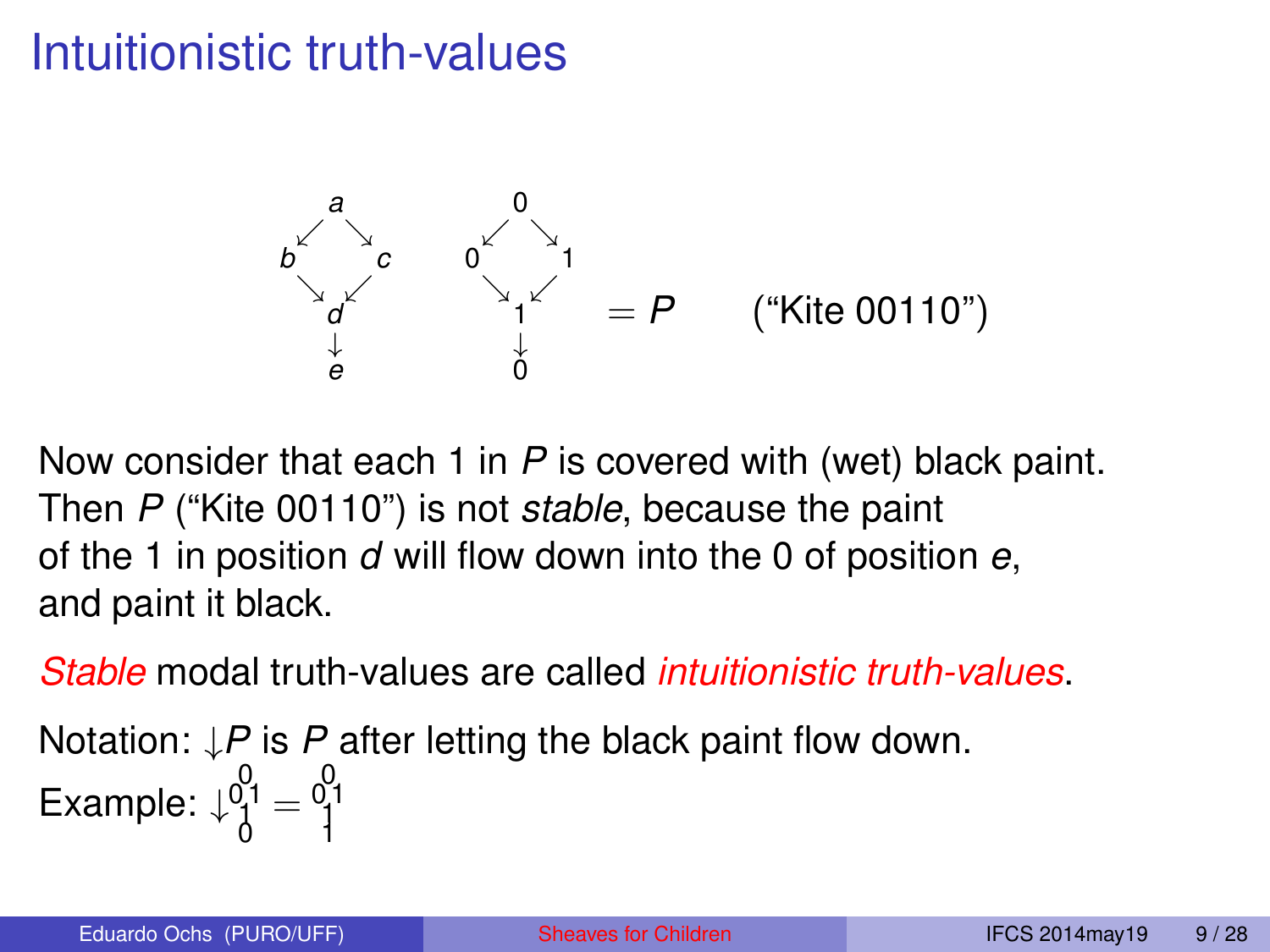# Intuitionistic truth-values

$$
\begin{array}{ccc}
 & a & \\
\swarrow & & \searrow \\
b & & c \\
\searrow & & \swarrow \\
 & d & \\
 & \downarrow & \\
 & e &
\end{array}
\qquad
\begin{array}{ccc}
 & 0 & \\
\swarrow & & \searrow \\
0 & & 1 \\
\searrow & & \swarrow \\
 & 1 & \\
 & \downarrow & \\
 & 0 &
\end{array}
= P \qquad \text{(“Kite 00110”)}
$$

Now consider that each 1 in $P$ is covered with (wet) black paint. Then $P$ (“Kite 00110”) is not *stable*, because the paint of the 1 in position $d$ will flow down into the 0 of position $e$, and paint it black.

*Stable* modal truth-values are called *intuitionistic truth-values*.

Notation: $\downarrow P$ is $P$ after letting the black paint flow down.

Example: $\downarrow \begin{smallmatrix} & 0 & \\ 0 & & 1 \\ & 1 & \\ & 0 & \end{smallmatrix} = \begin{smallmatrix} & 0 & \\ 0 & & 1 \\ & 1 & \\ & 1 & \end{smallmatrix}$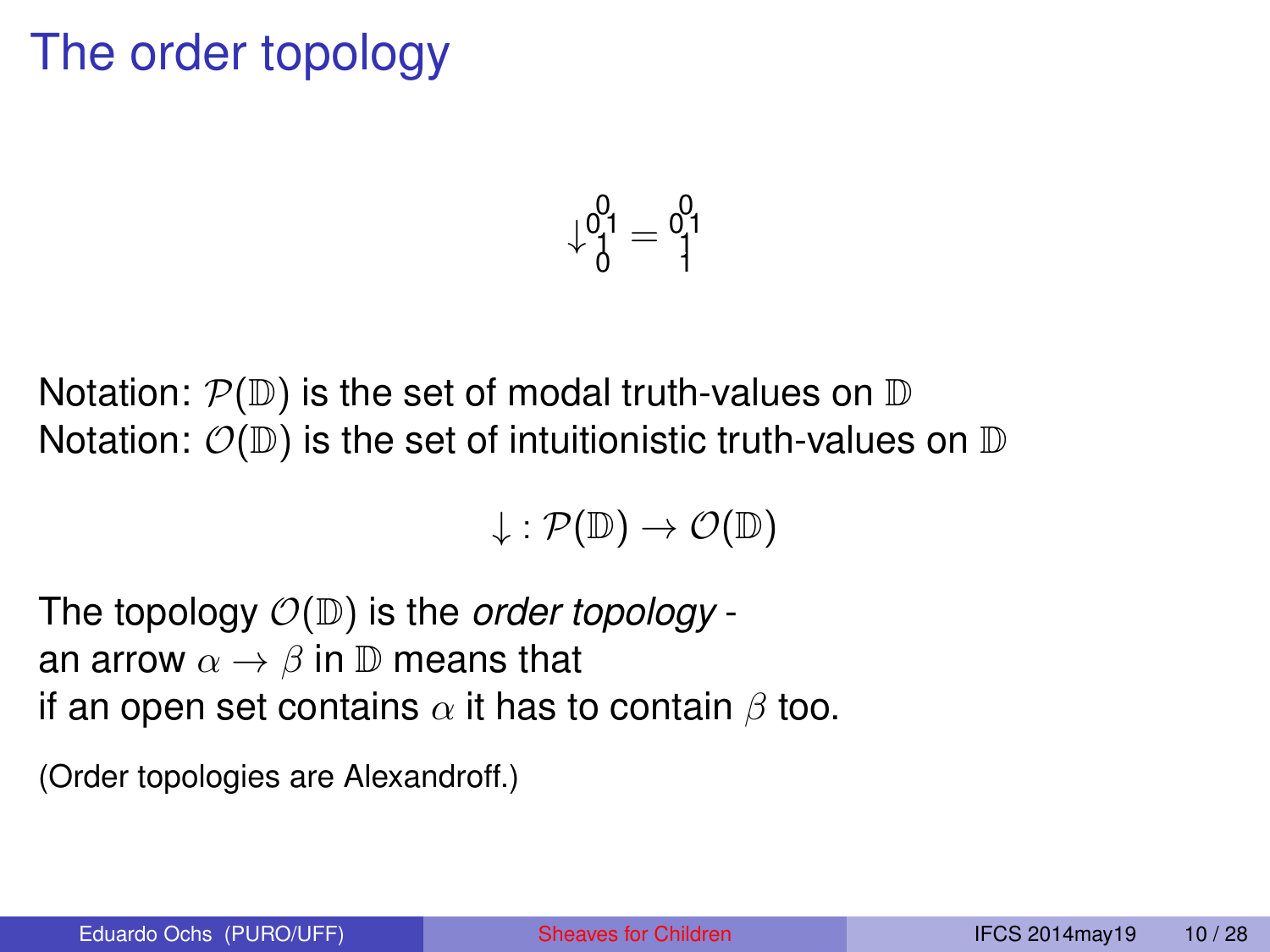# The order topology

$$\downarrow \begin{smallmatrix} & 0 & \\ 0 & & 1 \\ & 1 & \\ & 0 & \end{smallmatrix} = \begin{smallmatrix} & 0 & \\ 0 & & 1 \\ & 1 & \\ & 1 & \end{smallmatrix}$$

Notation: $\mathcal{P}(\mathbb{D})$ is the set of modal truth-values on $\mathbb{D}$
Notation: $\mathcal{O}(\mathbb{D})$ is the set of intuitionistic truth-values on $\mathbb{D}$

$$\downarrow : \mathcal{P}(\mathbb{D}) \to \mathcal{O}(\mathbb{D})$$

The topology $\mathcal{O}(\mathbb{D})$ is the *order topology* -
an arrow $\alpha \to \beta$ in $\mathbb{D}$ means that
if an open set contains $\alpha$ it has to contain $\beta$ too.

(Order topologies are Alexandroff.)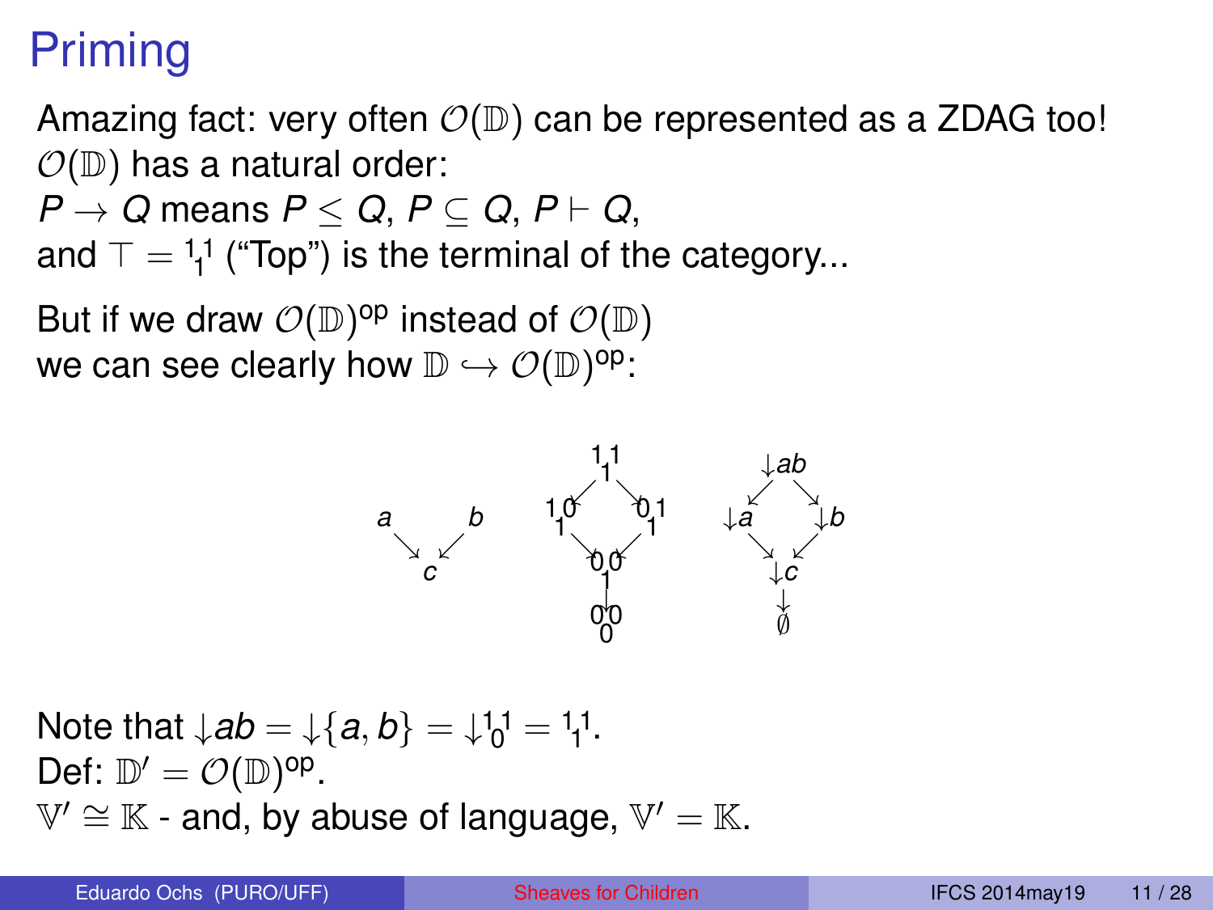# Priming

Amazing fact: very often $\mathcal{O}(\mathbb{D})$ can be represented as a ZDAG too!
$\mathcal{O}(\mathbb{D})$ has a natural order:
$P \to Q$ means $P \leq Q$, $P \subseteq Q$, $P \vdash Q$,
and $\top = {}^{1}{}_{1}{}^{1}$ ("Top") is the terminal of the category...

But if we draw $\mathcal{O}(\mathbb{D})^{\mathrm{op}}$ instead of $\mathcal{O}(\mathbb{D})$
we can see clearly how $\mathbb{D} \hookrightarrow \mathcal{O}(\mathbb{D})^{\mathrm{op}}$:

Note that $\downarrow ab = \downarrow\{a, b\} = \downarrow {}^{1}{}_{0}{}^{1} = {}^{1}{}_{1}{}^{1}$.
Def: $\mathbb{D}' = \mathcal{O}(\mathbb{D})^{\mathrm{op}}$.
$\mathbb{V}' \cong \mathbb{K}$ - and, by abuse of language, $\mathbb{V}' = \mathbb{K}$.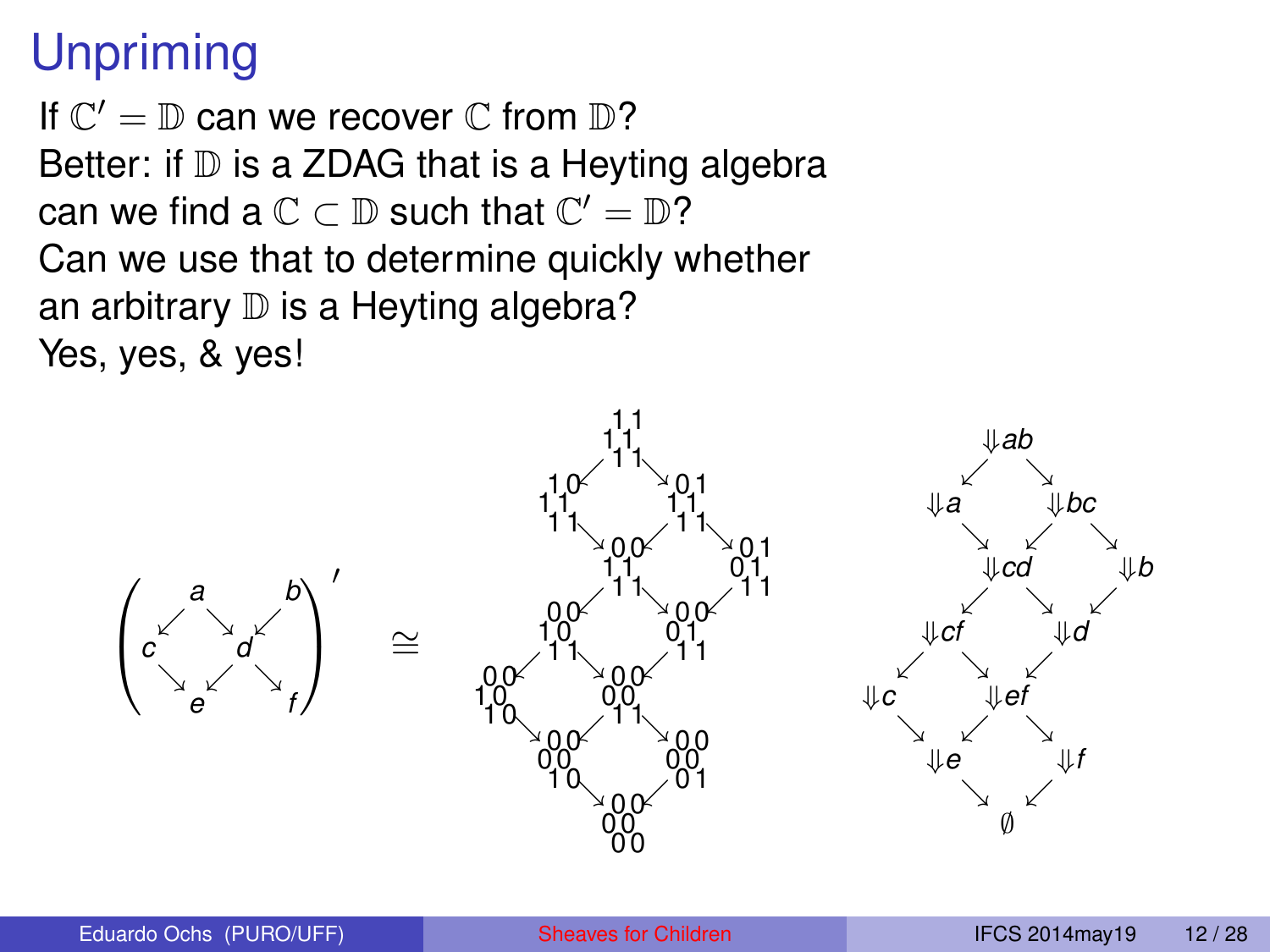# Unpriming

If $\mathbb{C}' = \mathbb{D}$ can we recover $\mathbb{C}$ from $\mathbb{D}$?
Better: if $\mathbb{D}$ is a ZDAG that is a Heyting algebra can we find a $\mathbb{C} \subset \mathbb{D}$ such that $\mathbb{C}' = \mathbb{D}$?
Can we use that to determine quickly whether an arbitrary $\mathbb{D}$ is a Heyting algebra?
Yes, yes, & yes!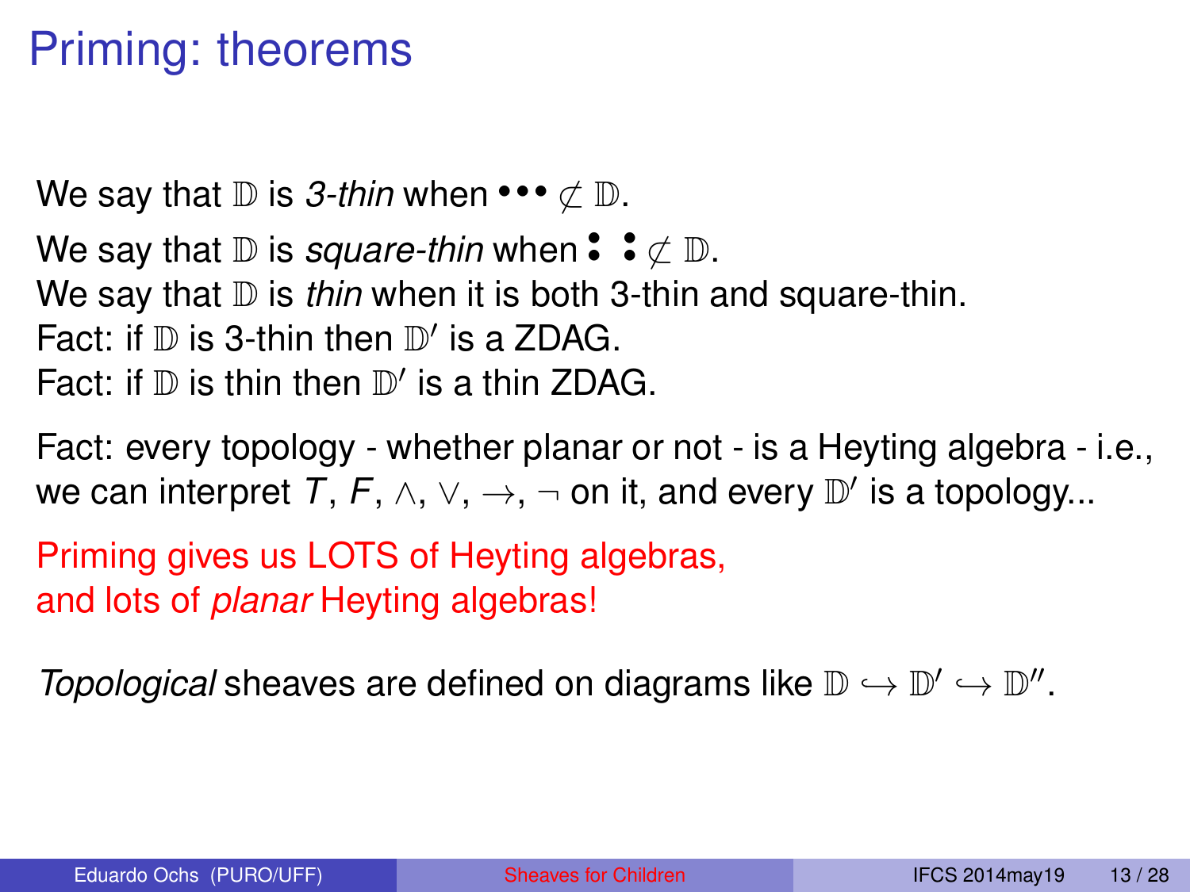# Priming: theorems

We say that $\mathbb{D}$ is *3-thin* when ••• $\not\subset \mathbb{D}$.

We say that $\mathbb{D}$ is *square-thin* when ⁚ ⁚ $\not\subset \mathbb{D}$.
We say that $\mathbb{D}$ is *thin* when it is both 3-thin and square-thin.
Fact: if $\mathbb{D}$ is 3-thin then $\mathbb{D}'$ is a ZDAG.
Fact: if $\mathbb{D}$ is thin then $\mathbb{D}'$ is a thin ZDAG.

Fact: every topology - whether planar or not - is a Heyting algebra - i.e., we can interpret $T$, $F$, $\wedge$, $\vee$, $\to$, $\neg$ on it, and every $\mathbb{D}'$ is a topology...

Priming gives us LOTS of Heyting algebras,
and lots of *planar* Heyting algebras!

*Topological* sheaves are defined on diagrams like $\mathbb{D} \hookrightarrow \mathbb{D}' \hookrightarrow \mathbb{D}''$.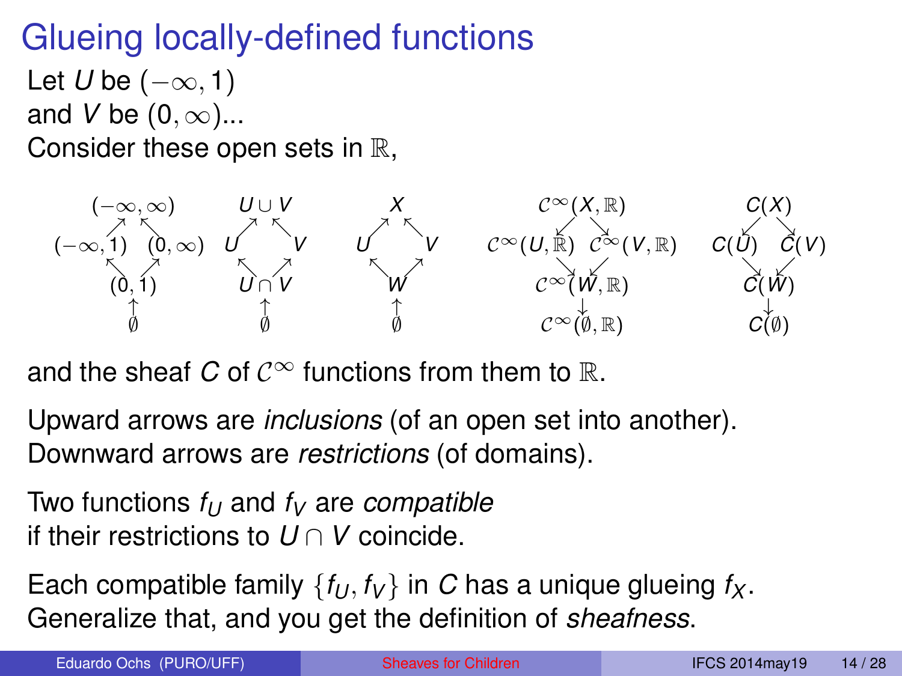# Glueing locally-defined functions

Let $U$ be $(-\infty, 1)$
and $V$ be $(0, \infty)$...
Consider these open sets in $\mathbb{R}$,

$$
\begin{array}{ccccc}
\begin{array}{ccc} & (-\infty,\infty) & \\ \nearrow & & \nwarrow \\ (-\infty,1) & & (0,\infty) \\ \nwarrow & & \nearrow \\ & (0,1) & \\ & \uparrow & \\ & \emptyset & \end{array}
&
\begin{array}{ccc} & U \cup V & \\ \nearrow & & \nwarrow \\ U & & V \\ \nwarrow & & \nearrow \\ & U \cap V & \\ & \uparrow & \\ & \emptyset & \end{array}
&
\begin{array}{ccc} & X & \\ \nearrow & & \nwarrow \\ U & & V \\ \nwarrow & & \nearrow \\ & W & \\ & \uparrow & \\ & \emptyset & \end{array}
&
\begin{array}{ccc} & \mathcal{C}^\infty(X,\mathbb{R}) & \\ \swarrow & & \searrow \\ \mathcal{C}^\infty(U,\mathbb{R}) & & \mathcal{C}^\infty(V,\mathbb{R}) \\ \searrow & & \swarrow \\ & \mathcal{C}^\infty(W,\mathbb{R}) & \\ & \downarrow & \\ & \mathcal{C}^\infty(\emptyset,\mathbb{R}) & \end{array}
&
\begin{array}{ccc} & C(X) & \\ \swarrow & & \searrow \\ C(U) & & C(V) \\ \searrow & & \swarrow \\ & C(W) & \\ & \downarrow & \\ & C(\emptyset) & \end{array}
\end{array}
$$

and the sheaf $C$ of $\mathcal{C}^\infty$ functions from them to $\mathbb{R}$.

Upward arrows are *inclusions* (of an open set into another).
Downward arrows are *restrictions* (of domains).

Two functions $f_U$ and $f_V$ are *compatible*
if their restrictions to $U \cap V$ coincide.

Each compatible family $\{f_U, f_V\}$ in $C$ has a unique glueing $f_X$.
Generalize that, and you get the definition of *sheafness*.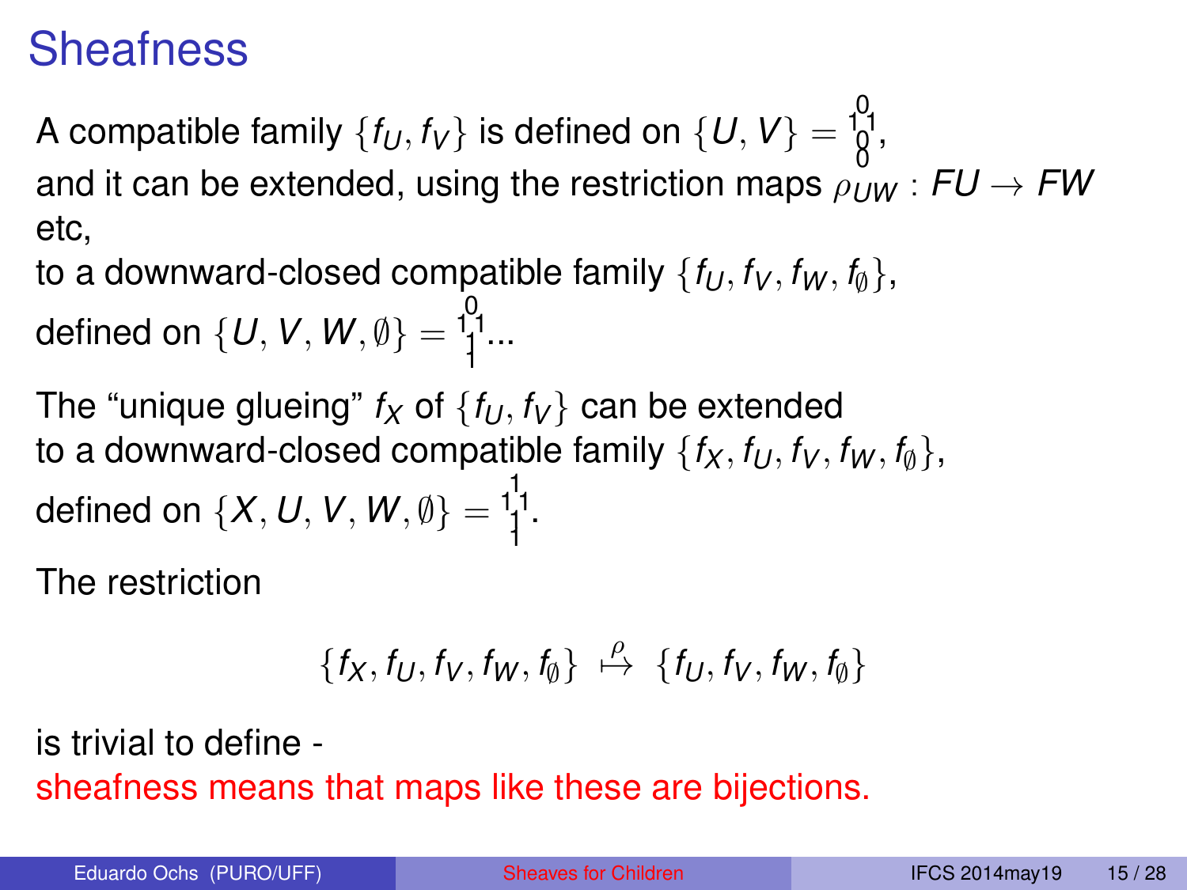# Sheafness

A compatible family $\{f_U, f_V\}$ is defined on $\{U, V\} = \begin{smallmatrix} & 0 & \\ 1 & & 1 \\ & 0 & \\ & 0 & \end{smallmatrix}$,
and it can be extended, using the restriction maps $\rho_{UW} : FU \to FW$ etc,
to a downward-closed compatible family $\{f_U, f_V, f_W, f_\emptyset\}$,
defined on $\{U, V, W, \emptyset\} = \begin{smallmatrix} & 0 & \\ 1 & & 1 \\ & 1 & \\ & 1 & \end{smallmatrix}$...

The "unique glueing" $f_X$ of $\{f_U, f_V\}$ can be extended
to a downward-closed compatible family $\{f_X, f_U, f_V, f_W, f_\emptyset\}$,
defined on $\{X, U, V, W, \emptyset\} = \begin{smallmatrix} & 1 & \\ 1 & & 1 \\ & 1 & \\ & 1 & \end{smallmatrix}$.

The restriction

$$\{f_X, f_U, f_V, f_W, f_\emptyset\} \overset{\rho}{\mapsto} \{f_U, f_V, f_W, f_\emptyset\}$$

is trivial to define -
sheafness means that maps like these are bijections.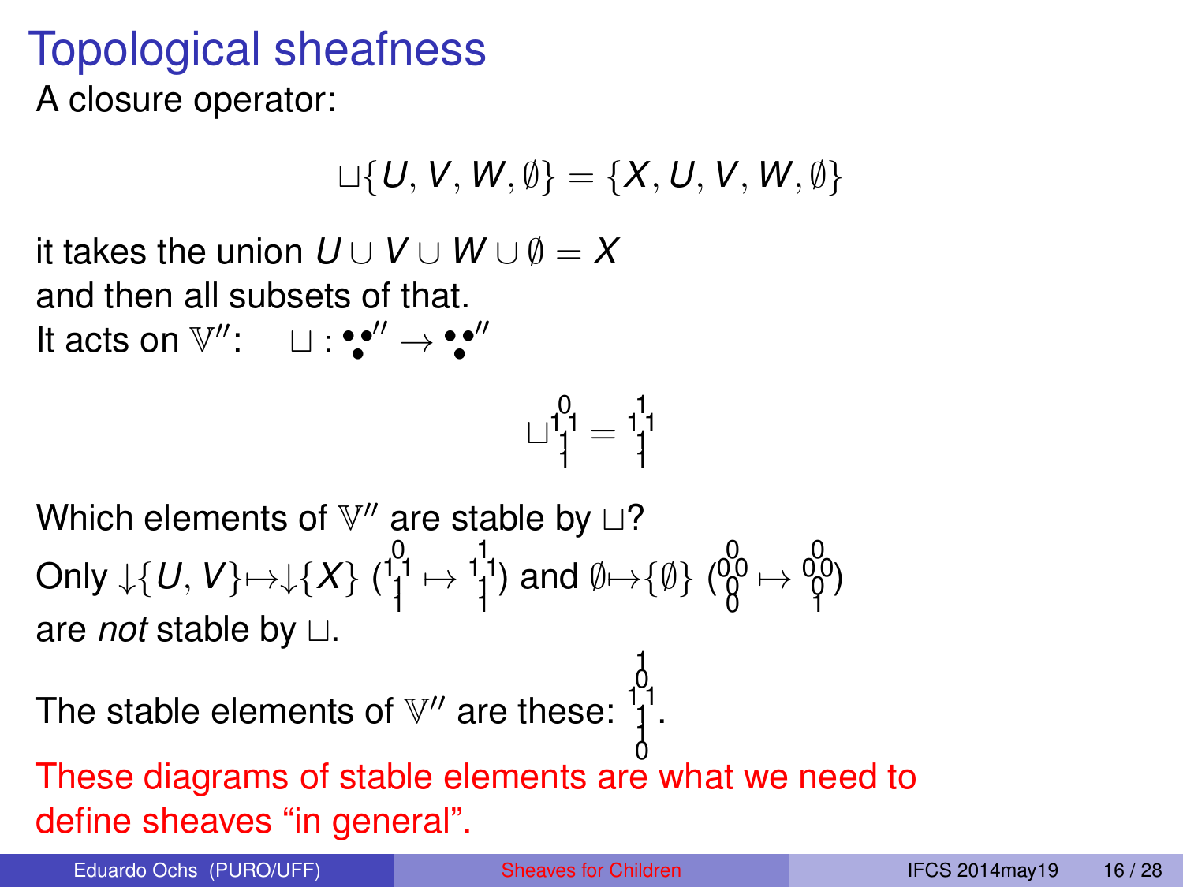# Topological sheafness

A closure operator:

$$\sqcup\{U, V, W, \emptyset\} = \{X, U, V, W, \emptyset\}$$

it takes the union $U \cup V \cup W \cup \emptyset = X$
and then all subsets of that.
It acts on $\mathbb{V}''$: $\quad \sqcup : \overset{\bullet\bullet}{\bullet}'' \to \overset{\bullet\bullet}{\bullet}''$

$$\sqcup \begin{smallmatrix} & 0 & \\ 1 & & 1 \\ & 1 & \\ & 1 & \end{smallmatrix} = \begin{smallmatrix} & 1 & \\ 1 & & 1 \\ & 1 & \\ & 1 & \end{smallmatrix}$$

Which elements of $\mathbb{V}''$ are stable by $\sqcup$?
Only ${\downarrow}\{U, V\} \mapsto {\downarrow}\{X\}$ $\left(\begin{smallmatrix} & 0 & \\ 1 & & 1 \\ & 1 & \\ & 1 & \end{smallmatrix} \mapsto \begin{smallmatrix} & 1 & \\ 1 & & 1 \\ & 1 & \\ & 1 & \end{smallmatrix}\right)$ and $\emptyset \mapsto \{\emptyset\}$ $\left(\begin{smallmatrix} & 0 & \\ 0 & & 0 \\ & 0 & \\ & 0 & \end{smallmatrix} \mapsto \begin{smallmatrix} & 0 & \\ 0 & & 0 \\ & 0 & \\ & 1 & \end{smallmatrix}\right)$
are *not* stable by $\sqcup$.

The stable elements of $\mathbb{V}''$ are these: $\begin{smallmatrix} & 1 & \\ & 0 & \\ 1 & & 1 \\ & 1 & \\ & 1 & \\ & 0 & \end{smallmatrix}$.

These diagrams of stable elements are what we need to define sheaves "in general".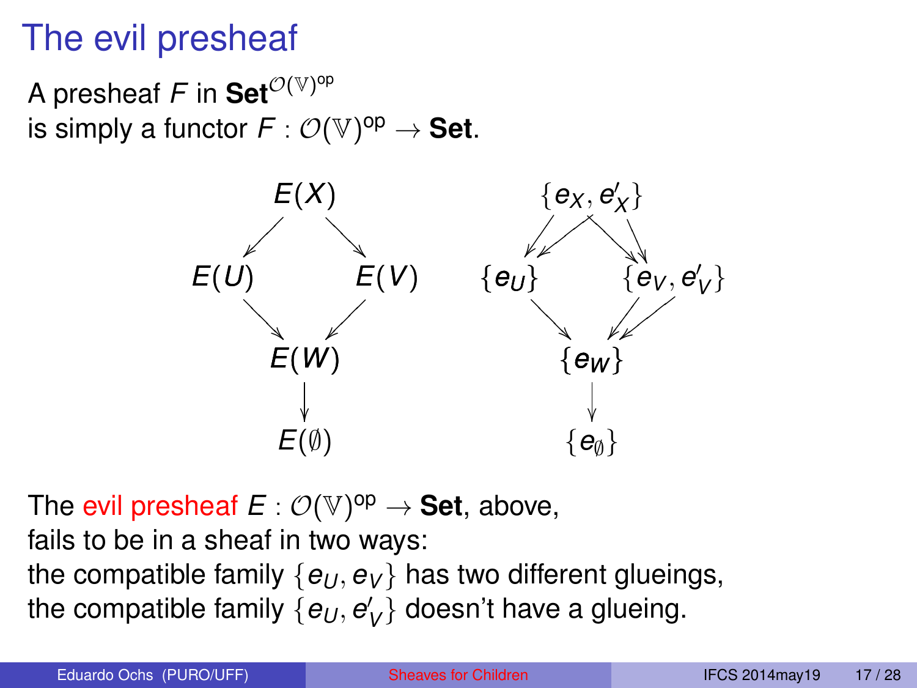# The evil presheaf

A presheaf $F$ in $\mathbf{Set}^{\mathcal{O}(\mathbb{V})^{\text{op}}}$
is simply a functor $F : \mathcal{O}(\mathbb{V})^{\text{op}} \to \mathbf{Set}$.

$$
\begin{array}{ccccccccc}
 & E(X) & & & & & \{e_X, e'_X\} & & \\
\swarrow & & \searrow & & & \swarrow\swarrow & & \searrow\searrow & \\
E(U) & & E(V) & & \{e_U\} & & & & \{e_V, e'_V\} \\
\searrow & & \swarrow & & & \searrow & & \swarrow\swarrow & \\
 & E(W) & & & & & \{e_W\} & & \\
 & \downarrow & & & & & \downarrow & & \\
 & E(\emptyset) & & & & & \{e_\emptyset\} & &
\end{array}
$$

The evil presheaf $E : \mathcal{O}(\mathbb{V})^{\text{op}} \to \mathbf{Set}$, above,
fails to be in a sheaf in two ways:
the compatible family $\{e_U, e_V\}$ has two different glueings,
the compatible family $\{e_U, e'_V\}$ doesn't have a glueing.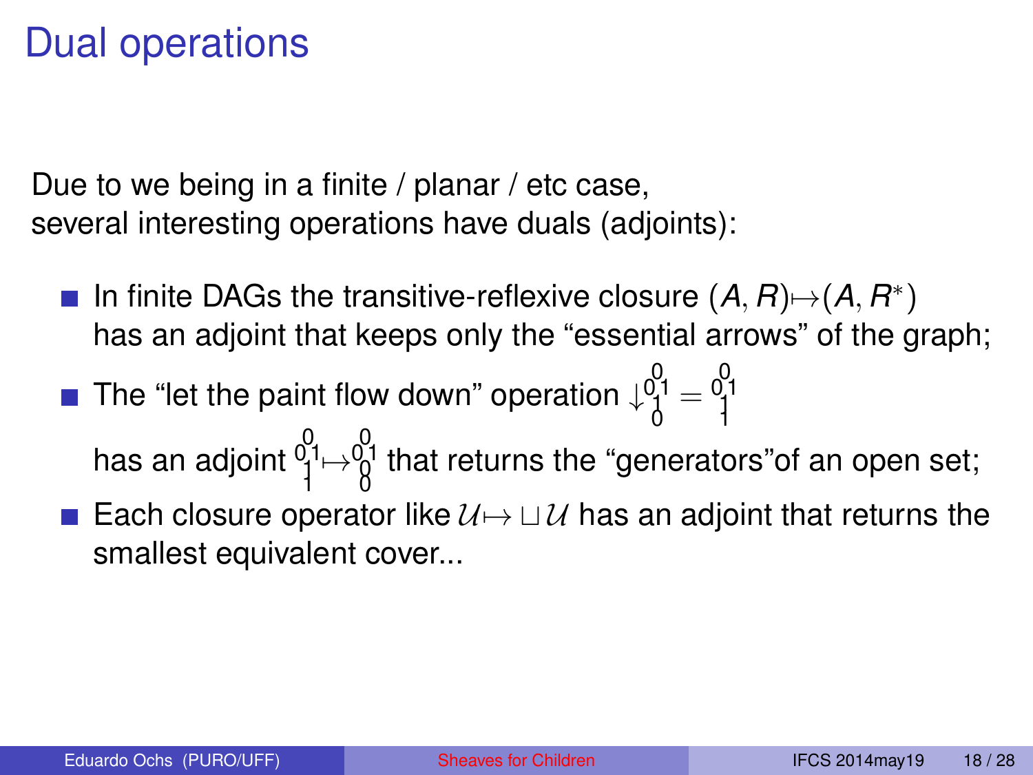# Dual operations

Due to we being in a finite / planar / etc case,
several interesting operations have duals (adjoints):

- In finite DAGs the transitive-reflexive closure $(A,R) \mapsto (A,R^*)$ has an adjoint that keeps only the "essential arrows" of the graph;
- The "let the paint flow down" operation $\downarrow \begin{smallmatrix} & 0 & \\ 0 & & 1 \\ & 1 & \\ & 0 & \end{smallmatrix} = \begin{smallmatrix} & 0 & \\ 0 & & 1 \\ & 1 & \\ & 1 & \end{smallmatrix}$ has an adjoint $\begin{smallmatrix} & 0 & \\ 0 & & 1 \\ & 1 & \\ & 1 & \end{smallmatrix} \mapsto \begin{smallmatrix} & 0 & \\ 0 & & 1 \\ & 0 & \\ & 0 & \end{smallmatrix}$ that returns the "generators"of an open set;
- Each closure operator like $\mathcal{U} \mapsto \sqcup\mathcal{U}$ has an adjoint that returns the smallest equivalent cover...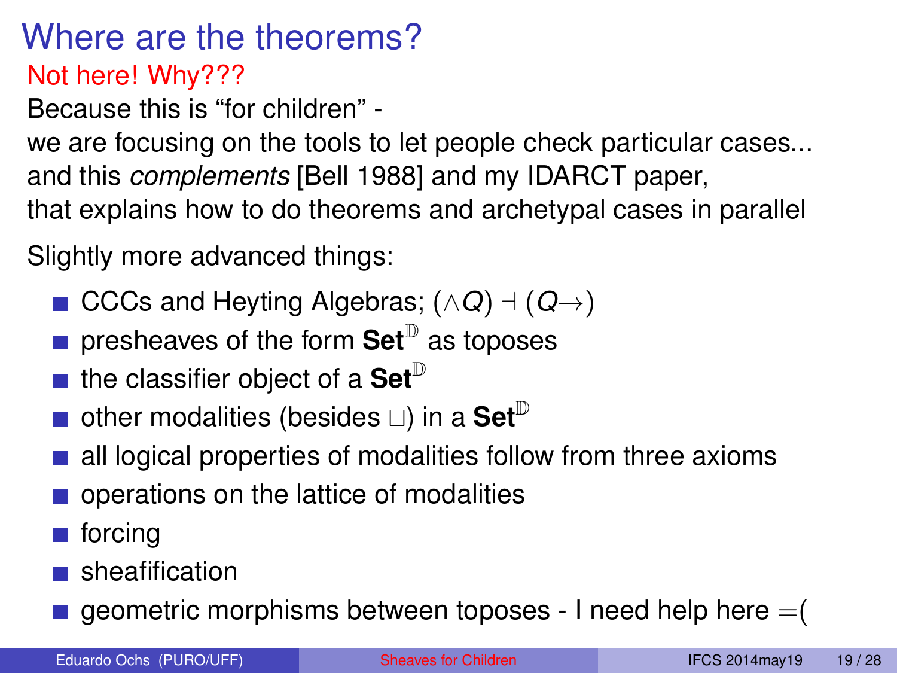# Where are the theorems?

Not here! Why???

Because this is “for children” -
we are focusing on the tools to let people check particular cases...
and this *complements* [Bell 1988] and my IDARCT paper,
that explains how to do theorems and archetypal cases in parallel

Slightly more advanced things:

- CCCs and Heyting Algebras; $(\land Q) \dashv (Q {\to})$
- presheaves of the form $\mathbf{Set}^{\mathbb{D}}$ as toposes
- the classifier object of a $\mathbf{Set}^{\mathbb{D}}$
- other modalities (besides $\sqcup$) in a $\mathbf{Set}^{\mathbb{D}}$
- all logical properties of modalities follow from three axioms
- operations on the lattice of modalities
- forcing
- sheafification
- geometric morphisms between toposes - I need help here =(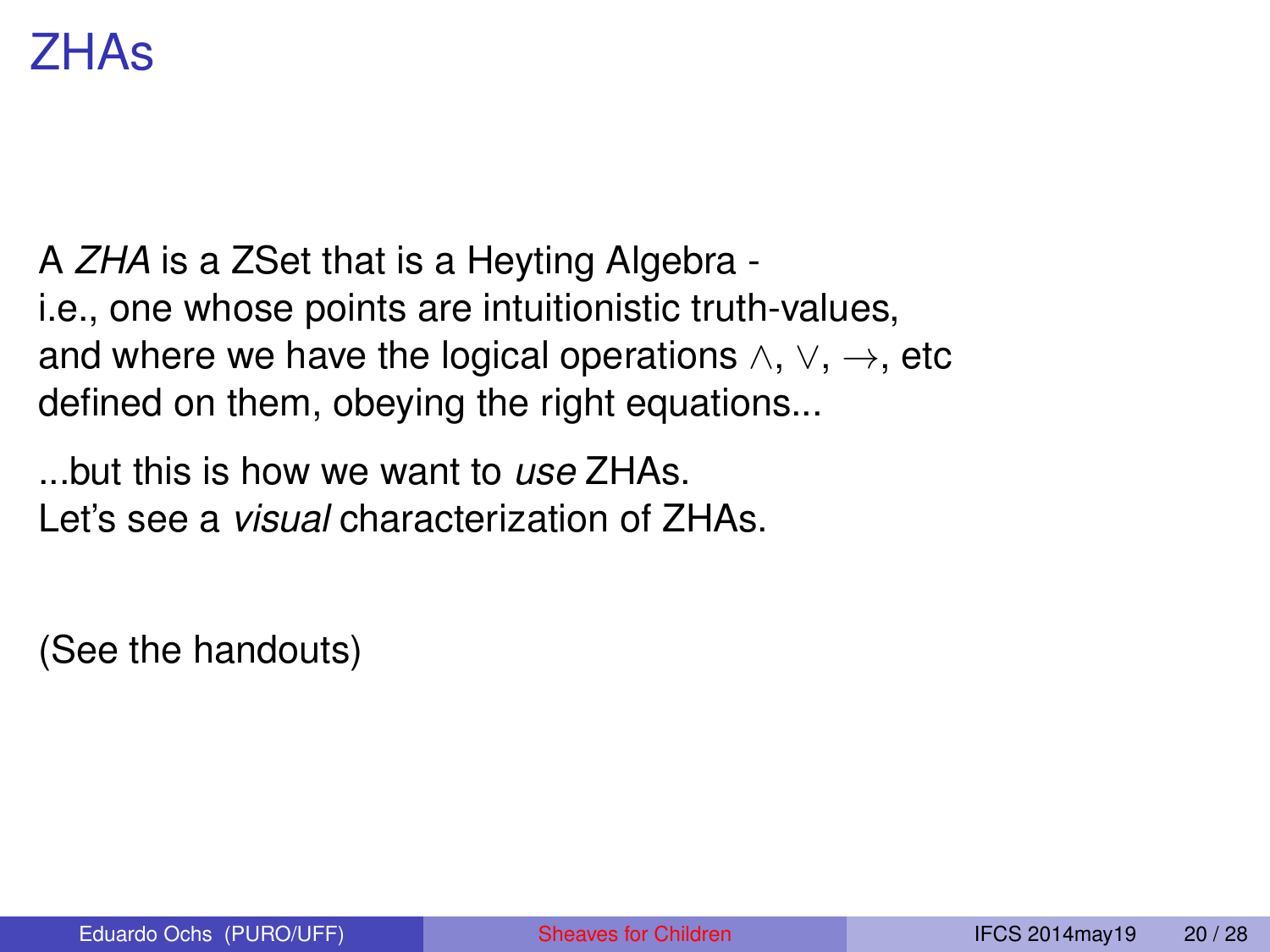# ZHAs

A *ZHA* is a ZSet that is a Heyting Algebra -
i.e., one whose points are intuitionistic truth-values,
and where we have the logical operations $\wedge$, $\vee$, $\rightarrow$, etc
defined on them, obeying the right equations...

...but this is how we want to *use* ZHAs.
Let's see a *visual* characterization of ZHAs.

(See the handouts)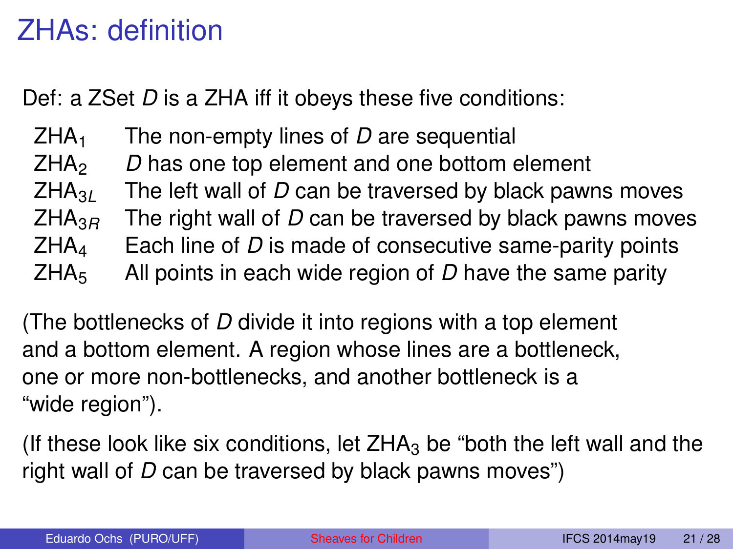# ZHAs: definition

Def: a ZSet *D* is a ZHA iff it obeys these five conditions:

| | |
|---|---|
| $\mathrm{ZHA}_1$ | The non-empty lines of *D* are sequential |
| $\mathrm{ZHA}_2$ | *D* has one top element and one bottom element |
| $\mathrm{ZHA}_{3L}$ | The left wall of *D* can be traversed by black pawns moves |
| $\mathrm{ZHA}_{3R}$ | The right wall of *D* can be traversed by black pawns moves |
| $\mathrm{ZHA}_4$ | Each line of *D* is made of consecutive same-parity points |
| $\mathrm{ZHA}_5$ | All points in each wide region of *D* have the same parity |

(The bottlenecks of *D* divide it into regions with a top element and a bottom element. A region whose lines are a bottleneck, one or more non-bottlenecks, and another bottleneck is a "wide region").

(If these look like six conditions, let $\mathrm{ZHA}_3$ be "both the left wall and the right wall of *D* can be traversed by black pawns moves")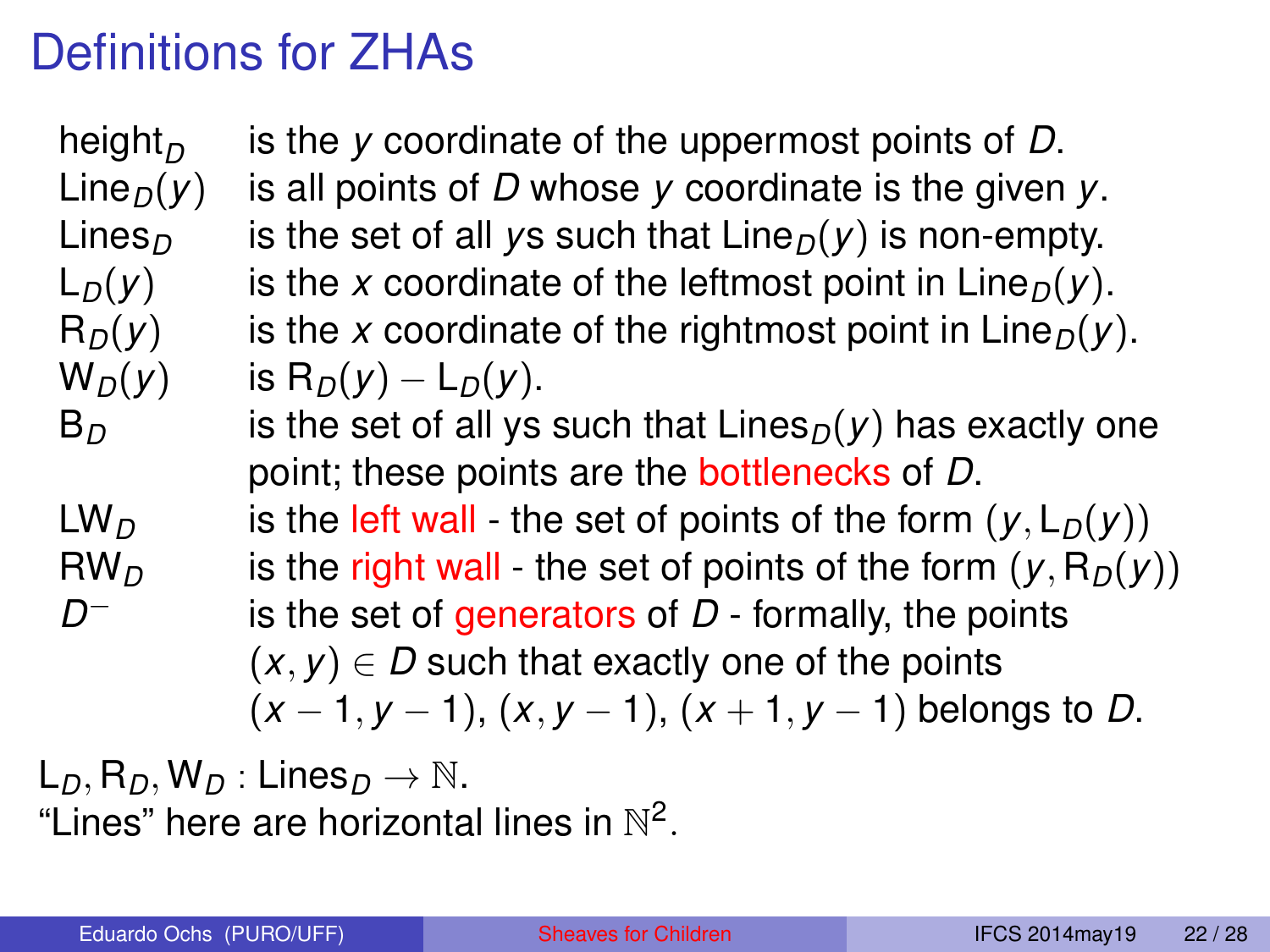# Definitions for ZHAs

| | |
|---|---|
| $\mathrm{height}_D$ | is the $y$ coordinate of the uppermost points of $D$. |
| $\mathrm{Line}_D(y)$ | is all points of $D$ whose $y$ coordinate is the given $y$. |
| $\mathrm{Lines}_D$ | is the set of all $y$s such that $\mathrm{Line}_D(y)$ is non-empty. |
| $\mathrm{L}_D(y)$ | is the $x$ coordinate of the leftmost point in $\mathrm{Line}_D(y)$. |
| $\mathrm{R}_D(y)$ | is the $x$ coordinate of the rightmost point in $\mathrm{Line}_D(y)$. |
| $\mathrm{W}_D(y)$ | is $\mathrm{R}_D(y) - \mathrm{L}_D(y)$. |
| $\mathrm{B}_D$ | is the set of all ys such that $\mathrm{Lines}_D(y)$ has exactly one point; these points are the bottlenecks of $D$. |
| $\mathrm{LW}_D$ | is the left wall - the set of points of the form $(y, \mathrm{L}_D(y))$ |
| $\mathrm{RW}_D$ | is the right wall - the set of points of the form $(y, \mathrm{R}_D(y))$ |
| $D^-$ | is the set of generators of $D$ - formally, the points $(x, y) \in D$ such that exactly one of the points $(x-1, y-1)$, $(x, y-1)$, $(x+1, y-1)$ belongs to $D$. |

$\mathrm{L}_D, \mathrm{R}_D, \mathrm{W}_D : \mathrm{Lines}_D \to \mathbb{N}$.
"Lines" here are horizontal lines in $\mathbb{N}^2$.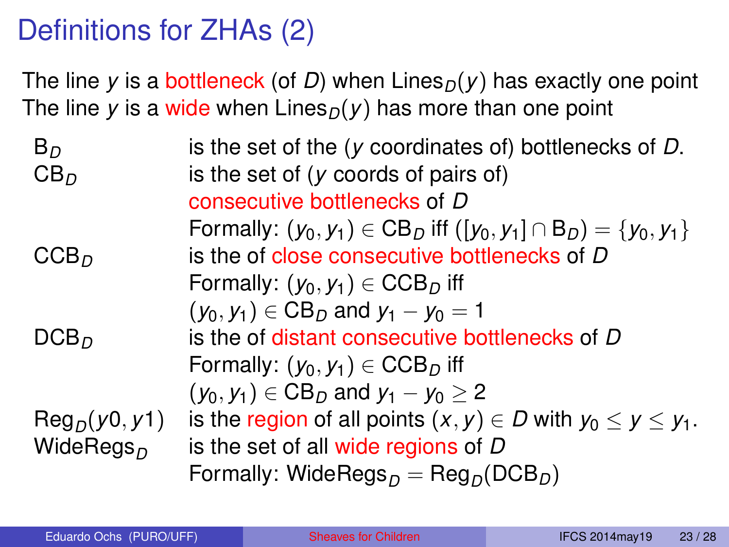# Definitions for ZHAs (2)

The line $y$ is a bottleneck (of $D$) when $\mathrm{Lines}_D(y)$ has exactly one point
The line $y$ is a wide when $\mathrm{Lines}_D(y)$ has more than one point

| | |
|---|---|
| $\mathrm{B}_D$ | is the set of the ($y$ coordinates of) bottlenecks of $D$. |
| $\mathrm{CB}_D$ | is the set of ($y$ coords of pairs of) consecutive bottlenecks of $D$ <br> Formally: $(y_0, y_1) \in \mathrm{CB}_D$ iff $([y_0, y_1] \cap \mathrm{B}_D) = \{y_0, y_1\}$ |
| $\mathrm{CCB}_D$ | is the of close consecutive bottlenecks of $D$ <br> Formally: $(y_0, y_1) \in \mathrm{CCB}_D$ iff <br> $(y_0, y_1) \in \mathrm{CB}_D$ and $y_1 - y_0 = 1$ |
| $\mathrm{DCB}_D$ | is the of distant consecutive bottlenecks of $D$ <br> Formally: $(y_0, y_1) \in \mathrm{CCB}_D$ iff <br> $(y_0, y_1) \in \mathrm{CB}_D$ and $y_1 - y_0 \geq 2$ |
| $\mathrm{Reg}_D(y0, y1)$ | is the region of all points $(x, y) \in D$ with $y_0 \leq y \leq y_1$. |
| $\mathrm{WideRegs}_D$ | is the set of all wide regions of $D$ <br> Formally: $\mathrm{WideRegs}_D = \mathrm{Reg}_D(\mathrm{DCB}_D)$ |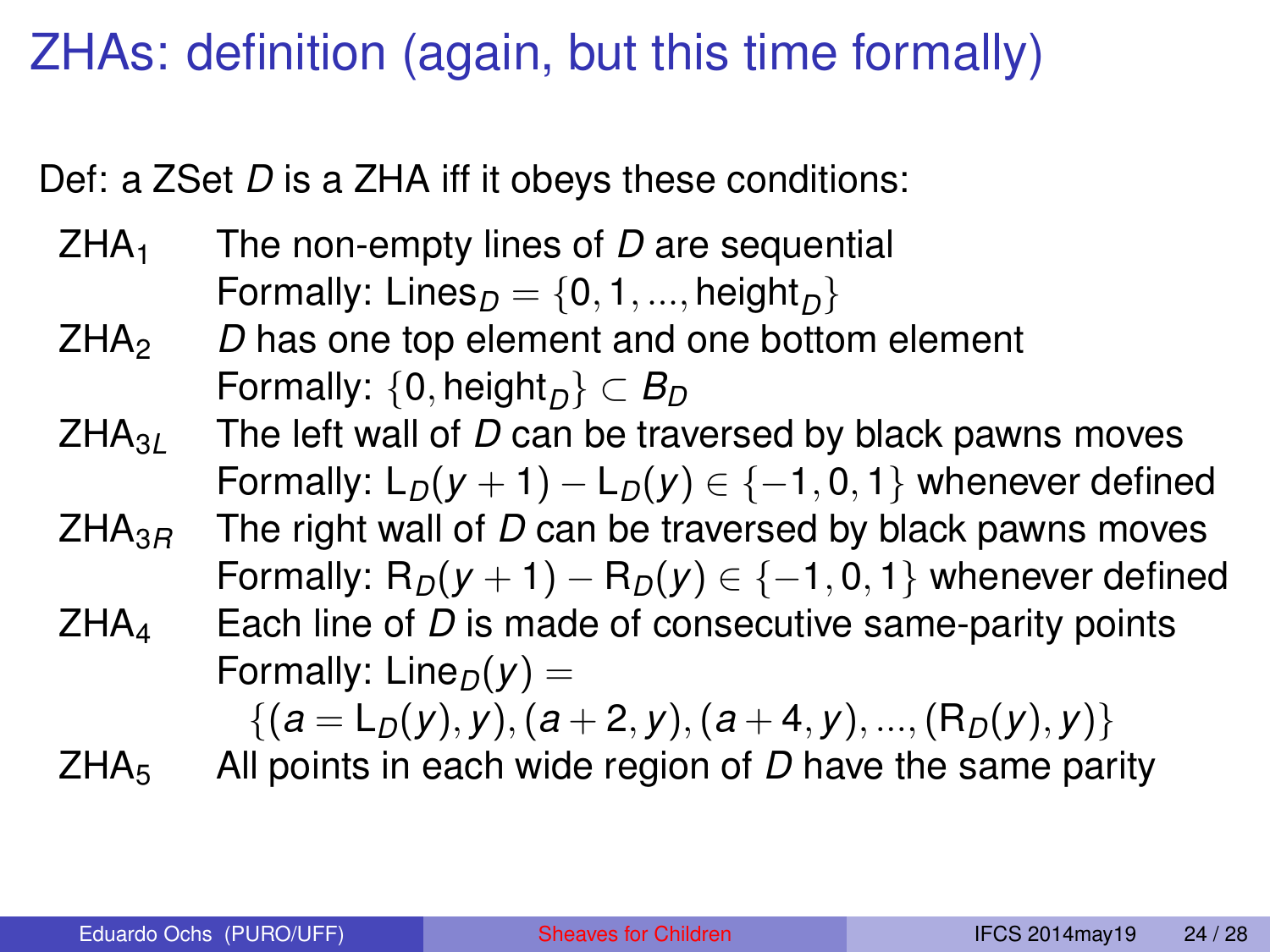# ZHAs: definition (again, but this time formally)

Def: a ZSet $D$ is a ZHA iff it obeys these conditions:

- $\mathrm{ZHA}_1$ The non-empty lines of $D$ are sequential
  Formally: $\mathrm{Lines}_D = \{0, 1, ..., \mathrm{height}_D\}$
- $\mathrm{ZHA}_2$ $D$ has one top element and one bottom element
  Formally: $\{0, \mathrm{height}_D\} \subset B_D$
- $\mathrm{ZHA}_{3L}$ The left wall of $D$ can be traversed by black pawns moves
  Formally: $\mathrm{L}_D(y+1) - \mathrm{L}_D(y) \in \{-1, 0, 1\}$ whenever defined
- $\mathrm{ZHA}_{3R}$ The right wall of $D$ can be traversed by black pawns moves
  Formally: $\mathrm{R}_D(y+1) - \mathrm{R}_D(y) \in \{-1, 0, 1\}$ whenever defined
- $\mathrm{ZHA}_4$ Each line of $D$ is made of consecutive same-parity points
  Formally: $\mathrm{Line}_D(y) =$
  $\{(a = \mathrm{L}_D(y), y), (a+2, y), (a+4, y), ..., (\mathrm{R}_D(y), y)\}$
- $\mathrm{ZHA}_5$ All points in each wide region of $D$ have the same parity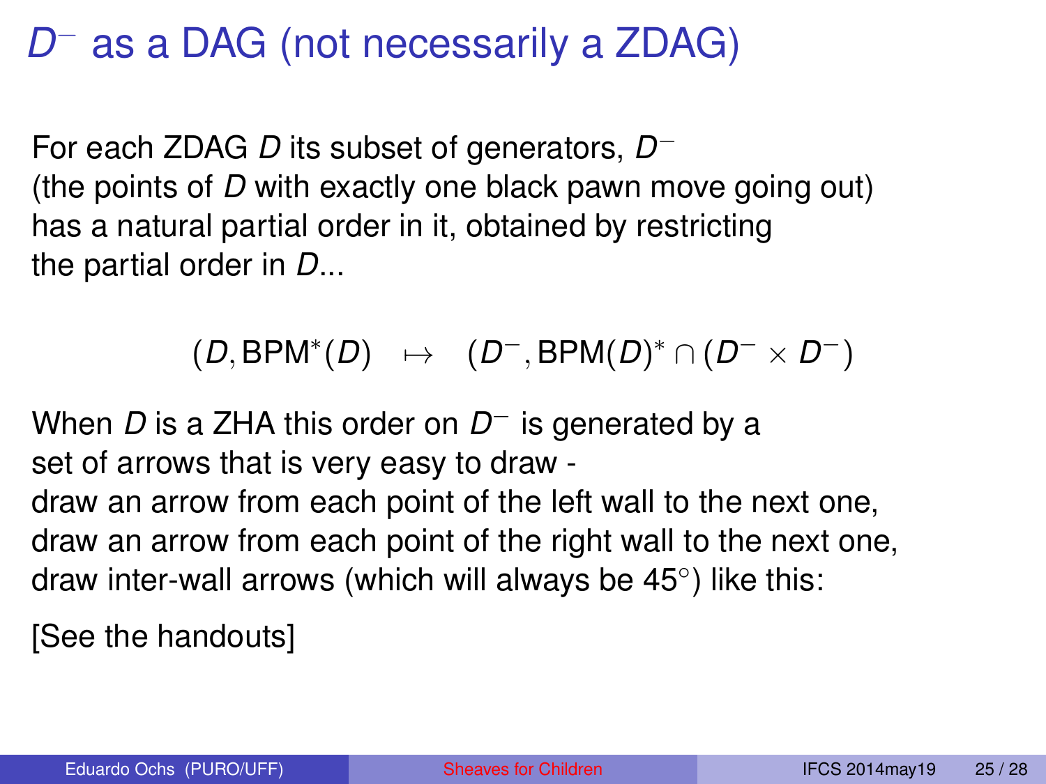# $D^-$ as a DAG (not necessarily a ZDAG)

For each ZDAG $D$ its subset of generators, $D^-$
(the points of $D$ with exactly one black pawn move going out)
has a natural partial order in it, obtained by restricting
the partial order in $D$...

$$(D, \mathrm{BPM}^*(D) \quad \mapsto \quad (D^-, \mathrm{BPM}(D)^* \cap (D^- \times D^-)$$

When $D$ is a ZHA this order on $D^-$ is generated by a
set of arrows that is very easy to draw -
draw an arrow from each point of the left wall to the next one,
draw an arrow from each point of the right wall to the next one,
draw inter-wall arrows (which will always be 45°) like this:

[See the handouts]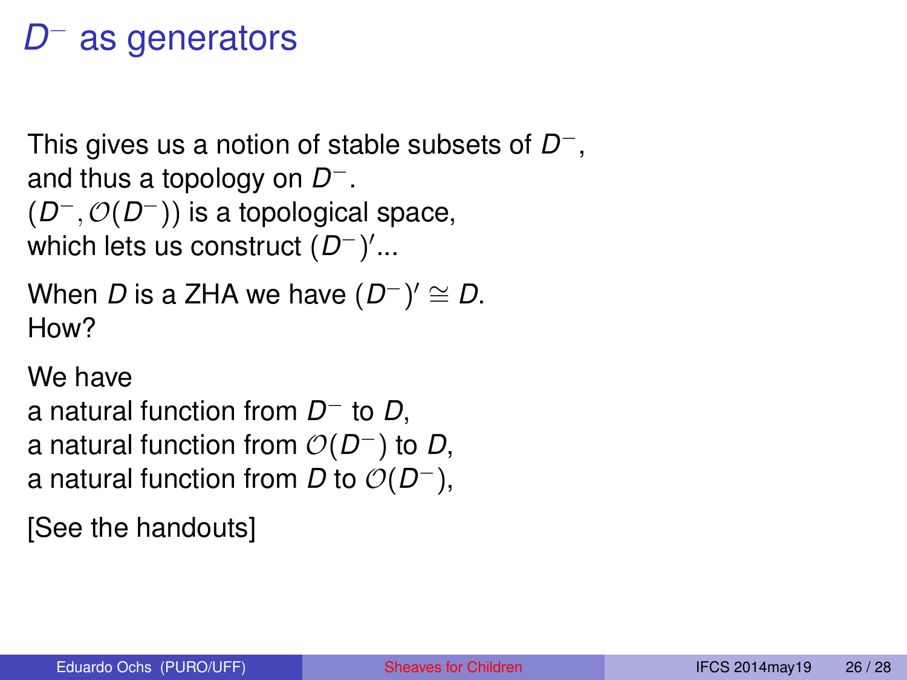# $D^-$ as generators

This gives us a notion of stable subsets of $D^-$,
and thus a topology on $D^-$.
$(D^-, \mathcal{O}(D^-))$ is a topological space,
which lets us construct $(D^-)'$...

When $D$ is a ZHA we have $(D^-)' \cong D$.
How?

We have
a natural function from $D^-$ to $D$,
a natural function from $\mathcal{O}(D^-)$ to $D$,
a natural function from $D$ to $\mathcal{O}(D^-)$,

[See the handouts]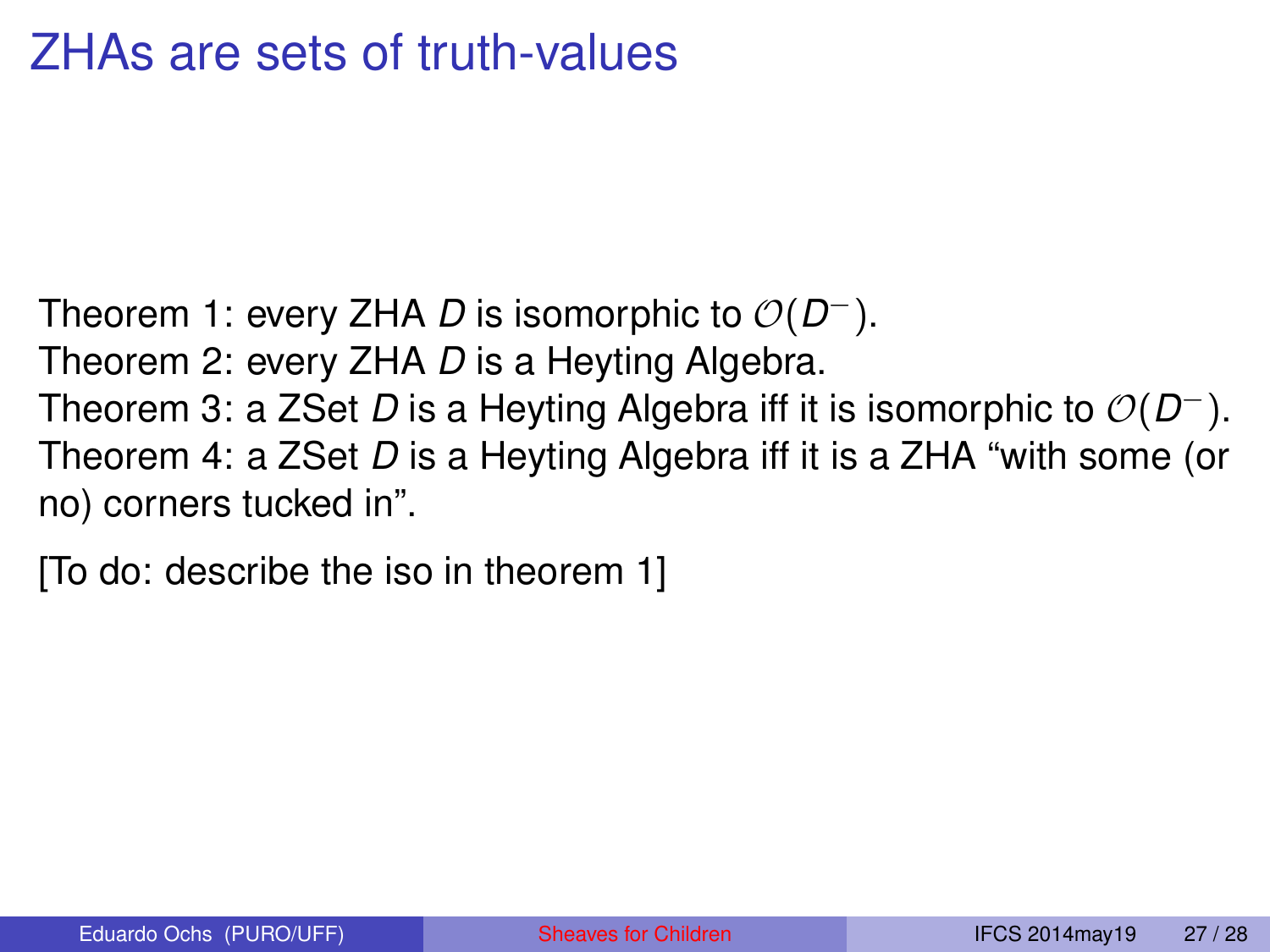# ZHAs are sets of truth-values

Theorem 1: every ZHA $D$ is isomorphic to $\mathcal{O}(D^-)$.
Theorem 2: every ZHA $D$ is a Heyting Algebra.
Theorem 3: a ZSet $D$ is a Heyting Algebra iff it is isomorphic to $\mathcal{O}(D^-)$.
Theorem 4: a ZSet $D$ is a Heyting Algebra iff it is a ZHA "with some (or no) corners tucked in".

[To do: describe the iso in theorem 1]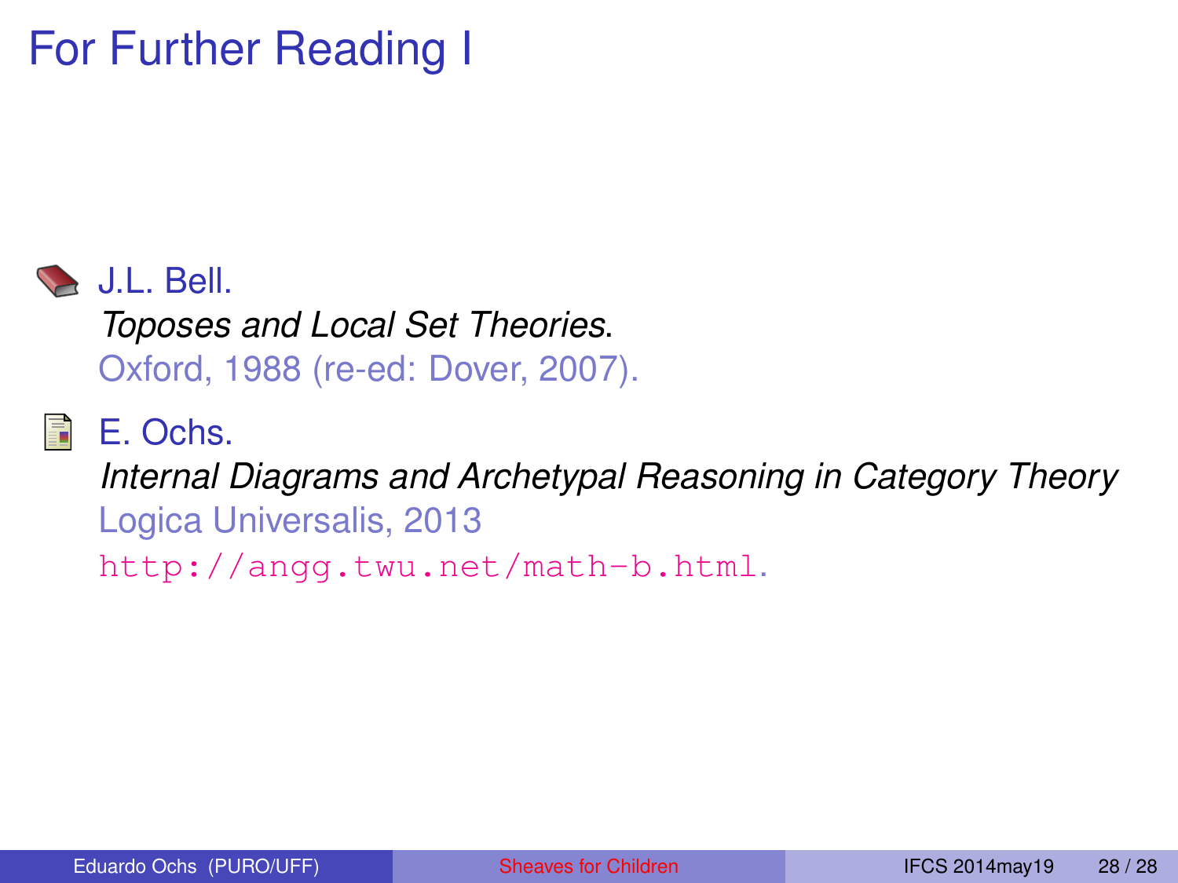# For Further Reading I

- J.L. Bell.
  *Toposes and Local Set Theories*.
  Oxford, 1988 (re-ed: Dover, 2007).

- E. Ochs.
  *Internal Diagrams and Archetypal Reasoning in Category Theory*
  Logica Universalis, 2013
  http://angg.twu.net/math-b.html.